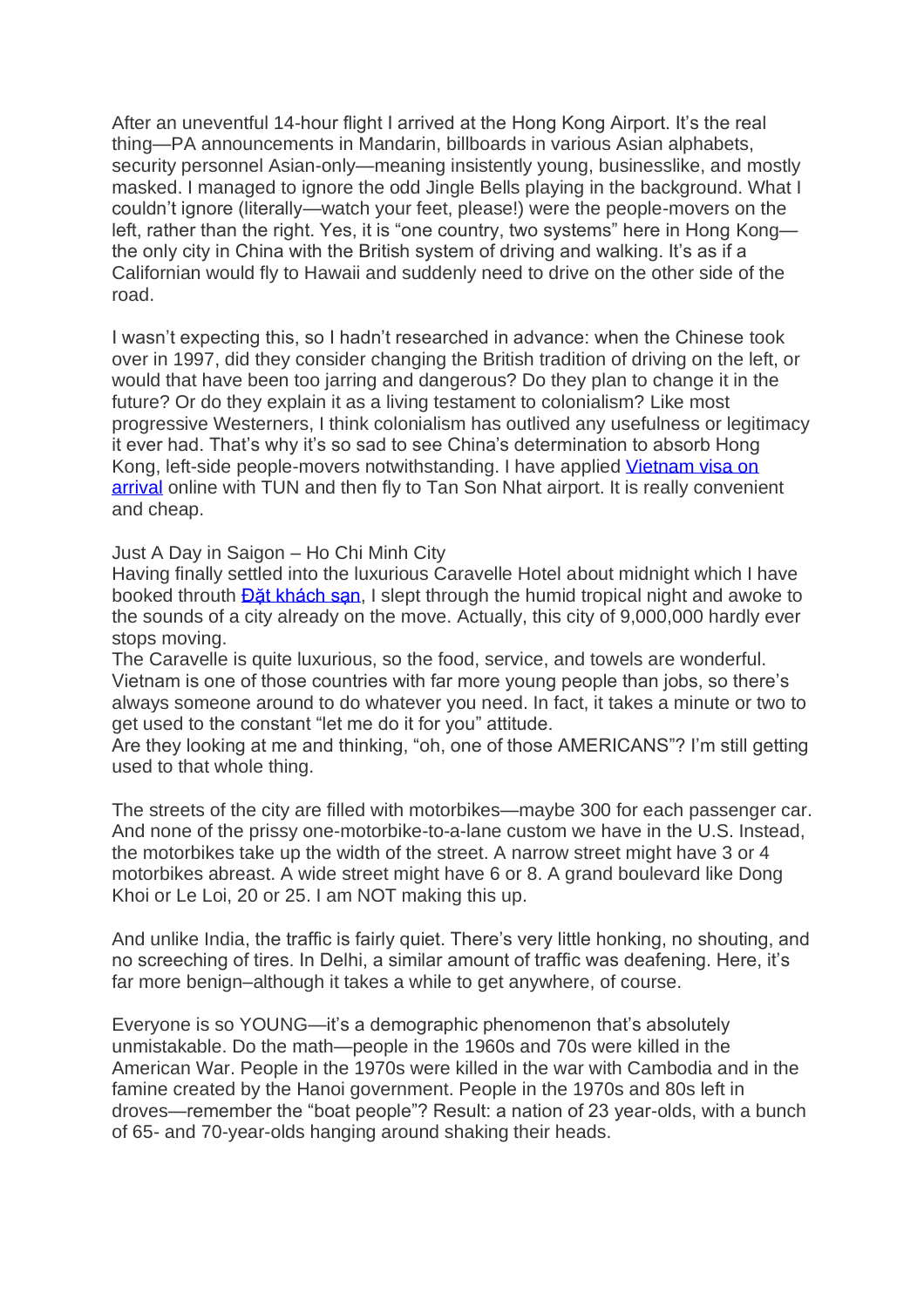After an uneventful 14-hour flight I arrived at the Hong Kong Airport. It's the real thing—PA announcements in Mandarin, billboards in various Asian alphabets, security personnel Asian-only—meaning insistently young, businesslike, and mostly masked. I managed to ignore the odd Jingle Bells playing in the background. What I couldn't ignore (literally—watch your feet, please!) were the people-movers on the left, rather than the right. Yes, it is "one country, two systems" here in Hong Kong—the only city in China with the British system of driving and walking. It's as if a Californian would fly to Hawaii and suddenly need to drive on the other side of the road.

I wasn't expecting this, so I hadn't researched in advance: when the Chinese took over in 1997, did they consider changing the British tradition of driving on the left, or would that have been too jarring and dangerous? Do they plan to change it in the future? Or do they explain it as a living testament to colonialism? Like most progressive Westerners, I think colonialism has outlived any usefulness or legitimacy it ever had. That's why it's so sad to see China's determination to absorb Hong Kong, left-side people-movers notwithstanding. I have applied [Vietnam visa on arrival]() online with TUN and then fly to Tan Son Nhat airport. It is really convenient and cheap.

Just A Day in Saigon – Ho Chi Minh City

Having finally settled into the luxurious Caravelle Hotel about midnight which I have booked throuth [Đặt khách sạn](), I slept through the humid tropical night and awoke to the sounds of a city already on the move. Actually, this city of 9,000,000 hardly ever stops moving.

The Caravelle is quite luxurious, so the food, service, and towels are wonderful. Vietnam is one of those countries with far more young people than jobs, so there's always someone around to do whatever you need. In fact, it takes a minute or two to get used to the constant "let me do it for you" attitude.

Are they looking at me and thinking, "oh, one of those AMERICANS"? I'm still getting used to that whole thing.

The streets of the city are filled with motorbikes—maybe 300 for each passenger car. And none of the prissy one-motorbike-to-a-lane custom we have in the U.S. Instead, the motorbikes take up the width of the street. A narrow street might have 3 or 4 motorbikes abreast. A wide street might have 6 or 8. A grand boulevard like Dong Khoi or Le Loi, 20 or 25. I am NOT making this up.

And unlike India, the traffic is fairly quiet. There's very little honking, no shouting, and no screeching of tires. In Delhi, a similar amount of traffic was deafening. Here, it's far more benign–although it takes a while to get anywhere, of course.

Everyone is so YOUNG—it's a demographic phenomenon that's absolutely unmistakable. Do the math—people in the 1960s and 70s were killed in the American War. People in the 1970s were killed in the war with Cambodia and in the famine created by the Hanoi government. People in the 1970s and 80s left in droves—remember the "boat people"? Result: a nation of 23 year-olds, with a bunch of 65- and 70-year-olds hanging around shaking their heads.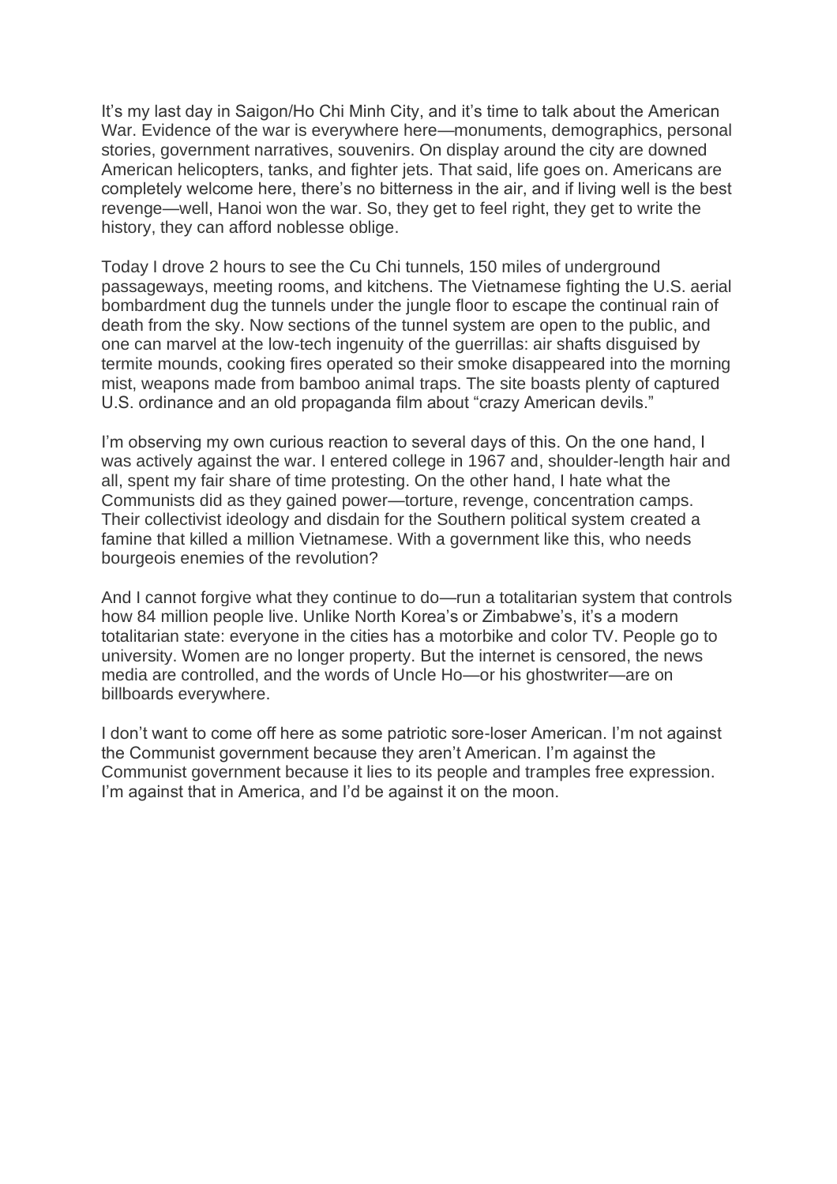It's my last day in Saigon/Ho Chi Minh City, and it's time to talk about the American War. Evidence of the war is everywhere here—monuments, demographics, personal stories, government narratives, souvenirs. On display around the city are downed American helicopters, tanks, and fighter jets. That said, life goes on. Americans are completely welcome here, there's no bitterness in the air, and if living well is the best revenge—well, Hanoi won the war. So, they get to feel right, they get to write the history, they can afford noblesse oblige.

Today I drove 2 hours to see the Cu Chi tunnels, 150 miles of underground passageways, meeting rooms, and kitchens. The Vietnamese fighting the U.S. aerial bombardment dug the tunnels under the jungle floor to escape the continual rain of death from the sky. Now sections of the tunnel system are open to the public, and one can marvel at the low-tech ingenuity of the guerrillas: air shafts disguised by termite mounds, cooking fires operated so their smoke disappeared into the morning mist, weapons made from bamboo animal traps. The site boasts plenty of captured U.S. ordinance and an old propaganda film about "crazy American devils."

I'm observing my own curious reaction to several days of this. On the one hand, I was actively against the war. I entered college in 1967 and, shoulder-length hair and all, spent my fair share of time protesting. On the other hand, I hate what the Communists did as they gained power—torture, revenge, concentration camps. Their collectivist ideology and disdain for the Southern political system created a famine that killed a million Vietnamese. With a government like this, who needs bourgeois enemies of the revolution?

And I cannot forgive what they continue to do—run a totalitarian system that controls how 84 million people live. Unlike North Korea's or Zimbabwe's, it's a modern totalitarian state: everyone in the cities has a motorbike and color TV. People go to university. Women are no longer property. But the internet is censored, the news media are controlled, and the words of Uncle Ho—or his ghostwriter—are on billboards everywhere.

I don't want to come off here as some patriotic sore-loser American. I'm not against the Communist government because they aren't American. I'm against the Communist government because it lies to its people and tramples free expression. I'm against that in America, and I'd be against it on the moon.